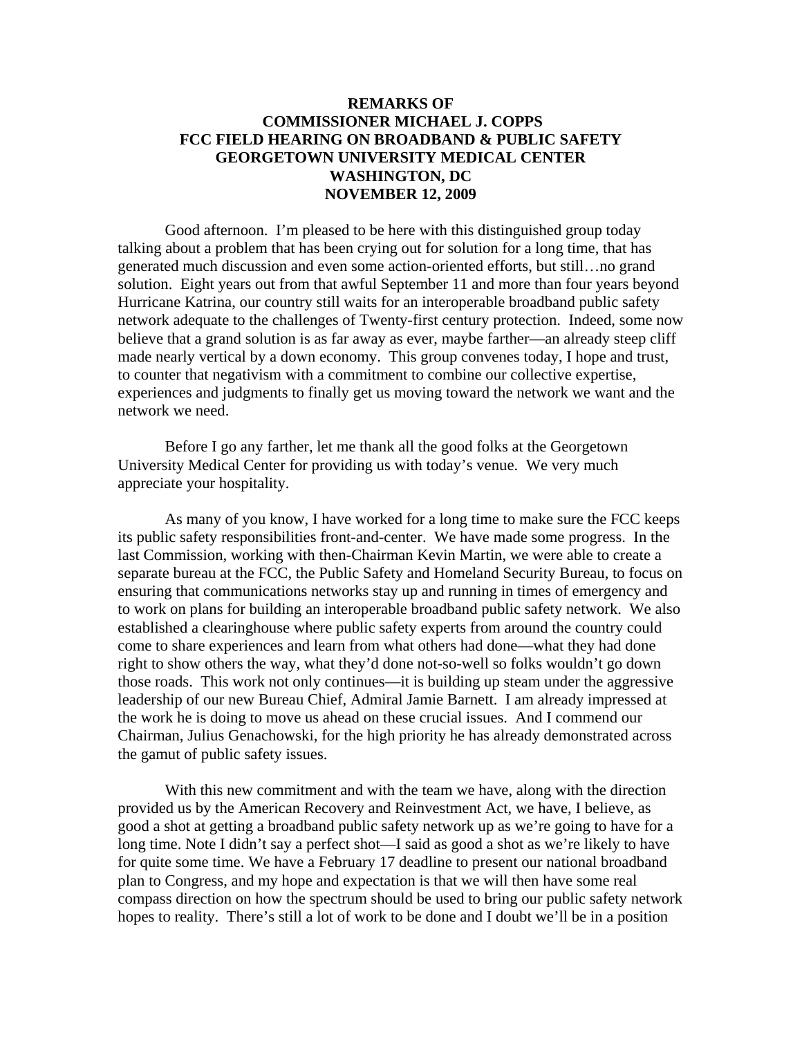# REMARKS OF
# COMMISSIONER MICHAEL J. COPPS
# FCC FIELD HEARING ON BROADBAND & PUBLIC SAFETY
# GEORGETOWN UNIVERSITY MEDICAL CENTER
# WASHINGTON, DC
# NOVEMBER 12, 2009

Good afternoon. I'm pleased to be here with this distinguished group today talking about a problem that has been crying out for solution for a long time, that has generated much discussion and even some action-oriented efforts, but still…no grand solution. Eight years out from that awful September 11 and more than four years beyond Hurricane Katrina, our country still waits for an interoperable broadband public safety network adequate to the challenges of Twenty-first century protection. Indeed, some now believe that a grand solution is as far away as ever, maybe farther—an already steep cliff made nearly vertical by a down economy. This group convenes today, I hope and trust, to counter that negativism with a commitment to combine our collective expertise, experiences and judgments to finally get us moving toward the network we want and the network we need.

Before I go any farther, let me thank all the good folks at the Georgetown University Medical Center for providing us with today's venue. We very much appreciate your hospitality.

As many of you know, I have worked for a long time to make sure the FCC keeps its public safety responsibilities front-and-center. We have made some progress. In the last Commission, working with then-Chairman Kevin Martin, we were able to create a separate bureau at the FCC, the Public Safety and Homeland Security Bureau, to focus on ensuring that communications networks stay up and running in times of emergency and to work on plans for building an interoperable broadband public safety network. We also established a clearinghouse where public safety experts from around the country could come to share experiences and learn from what others had done—what they had done right to show others the way, what they'd done not-so-well so folks wouldn't go down those roads. This work not only continues—it is building up steam under the aggressive leadership of our new Bureau Chief, Admiral Jamie Barnett. I am already impressed at the work he is doing to move us ahead on these crucial issues. And I commend our Chairman, Julius Genachowski, for the high priority he has already demonstrated across the gamut of public safety issues.

With this new commitment and with the team we have, along with the direction provided us by the American Recovery and Reinvestment Act, we have, I believe, as good a shot at getting a broadband public safety network up as we're going to have for a long time. Note I didn't say a perfect shot—I said as good a shot as we're likely to have for quite some time. We have a February 17 deadline to present our national broadband plan to Congress, and my hope and expectation is that we will then have some real compass direction on how the spectrum should be used to bring our public safety network hopes to reality. There's still a lot of work to be done and I doubt we'll be in a position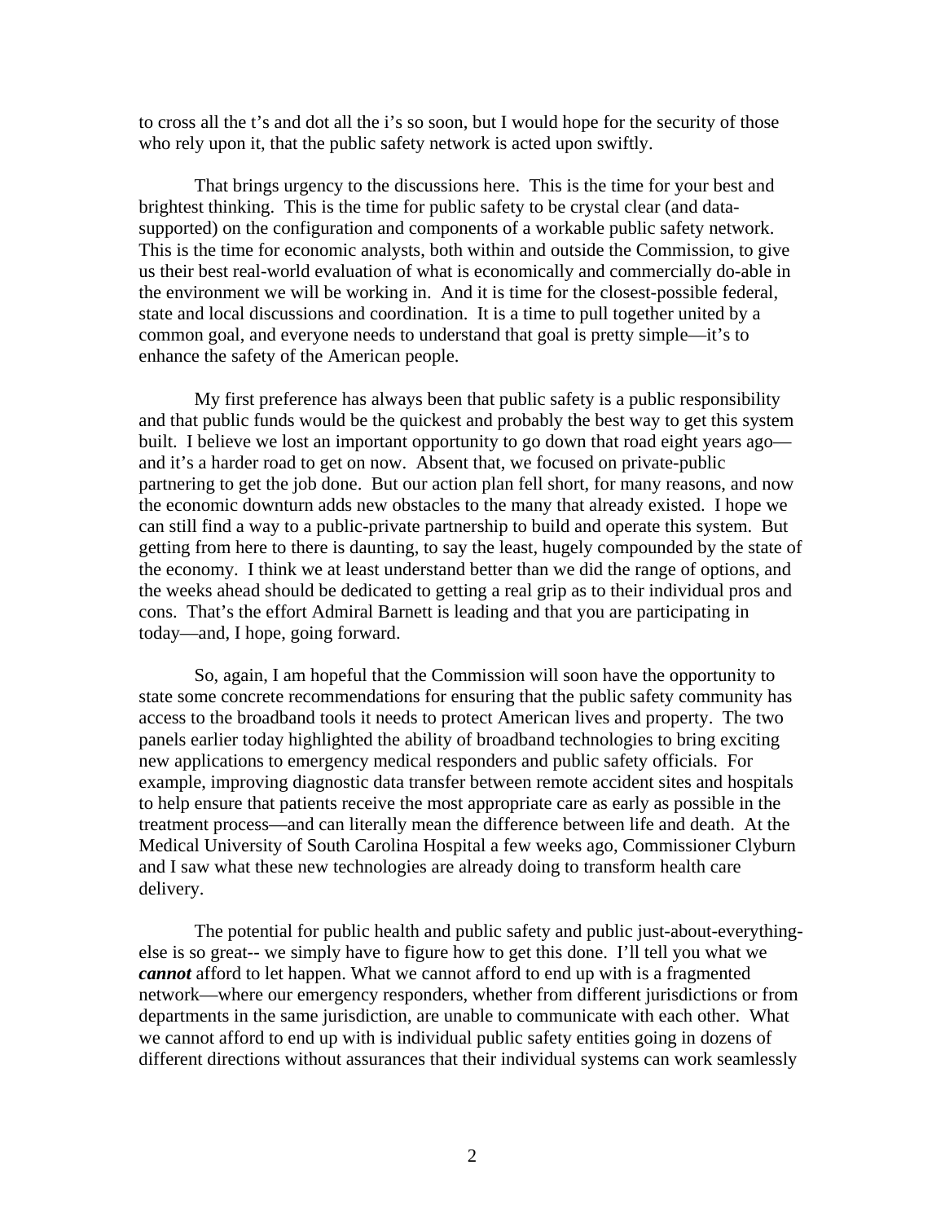to cross all the t's and dot all the i's so soon, but I would hope for the security of those who rely upon it, that the public safety network is acted upon swiftly.

That brings urgency to the discussions here. This is the time for your best and brightest thinking. This is the time for public safety to be crystal clear (and data-supported) on the configuration and components of a workable public safety network. This is the time for economic analysts, both within and outside the Commission, to give us their best real-world evaluation of what is economically and commercially do-able in the environment we will be working in. And it is time for the closest-possible federal, state and local discussions and coordination. It is a time to pull together united by a common goal, and everyone needs to understand that goal is pretty simple—it's to enhance the safety of the American people.

My first preference has always been that public safety is a public responsibility and that public funds would be the quickest and probably the best way to get this system built. I believe we lost an important opportunity to go down that road eight years ago—and it's a harder road to get on now. Absent that, we focused on private-public partnering to get the job done. But our action plan fell short, for many reasons, and now the economic downturn adds new obstacles to the many that already existed. I hope we can still find a way to a public-private partnership to build and operate this system. But getting from here to there is daunting, to say the least, hugely compounded by the state of the economy. I think we at least understand better than we did the range of options, and the weeks ahead should be dedicated to getting a real grip as to their individual pros and cons. That's the effort Admiral Barnett is leading and that you are participating in today—and, I hope, going forward.

So, again, I am hopeful that the Commission will soon have the opportunity to state some concrete recommendations for ensuring that the public safety community has access to the broadband tools it needs to protect American lives and property. The two panels earlier today highlighted the ability of broadband technologies to bring exciting new applications to emergency medical responders and public safety officials. For example, improving diagnostic data transfer between remote accident sites and hospitals to help ensure that patients receive the most appropriate care as early as possible in the treatment process—and can literally mean the difference between life and death. At the Medical University of South Carolina Hospital a few weeks ago, Commissioner Clyburn and I saw what these new technologies are already doing to transform health care delivery.

The potential for public health and public safety and public just-about-everything-else is so great-- we simply have to figure how to get this done. I'll tell you what we ***cannot*** afford to let happen. What we cannot afford to end up with is a fragmented network—where our emergency responders, whether from different jurisdictions or from departments in the same jurisdiction, are unable to communicate with each other. What we cannot afford to end up with is individual public safety entities going in dozens of different directions without assurances that their individual systems can work seamlessly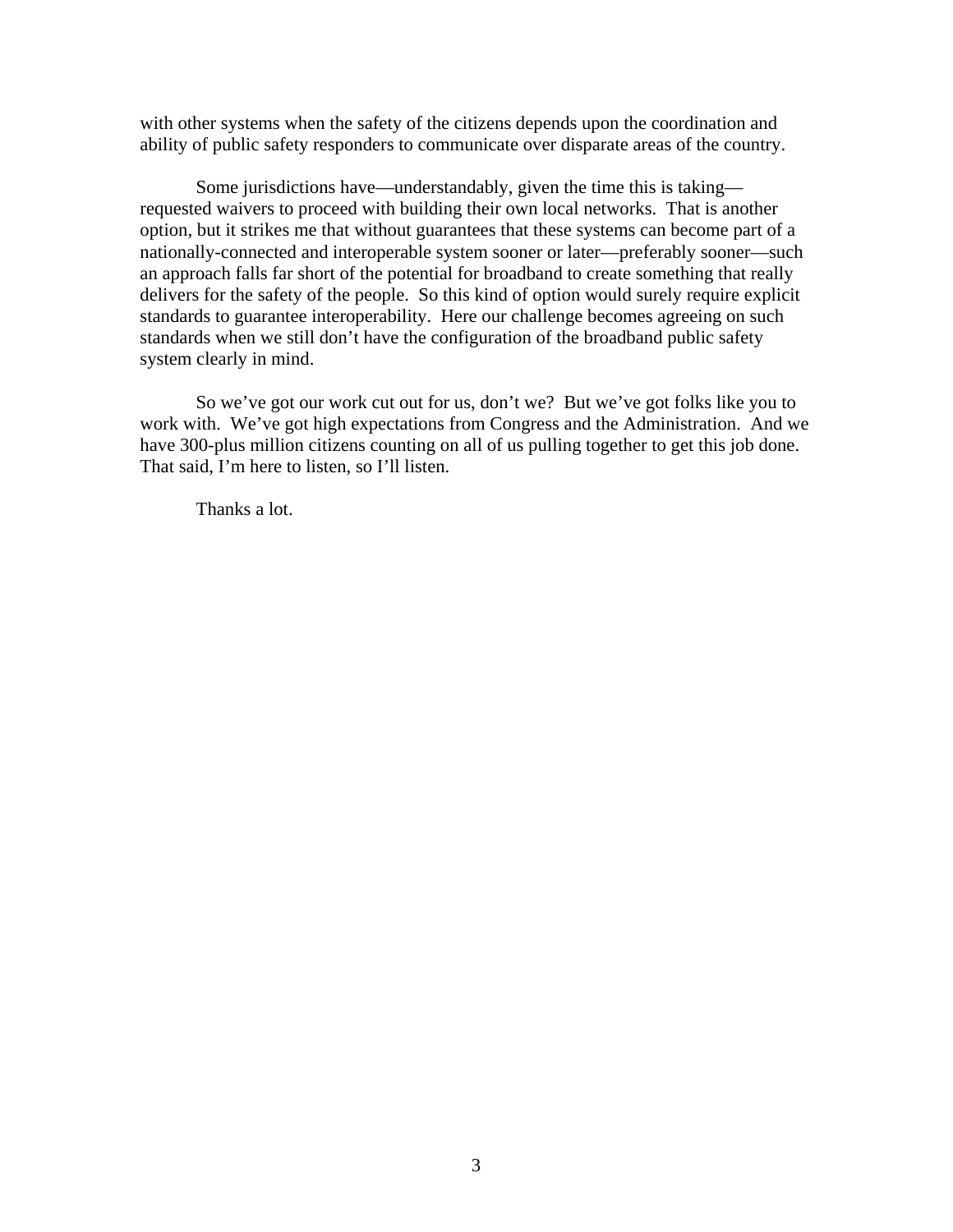with other systems when the safety of the citizens depends upon the coordination and ability of public safety responders to communicate over disparate areas of the country.

Some jurisdictions have—understandably, given the time this is taking—requested waivers to proceed with building their own local networks. That is another option, but it strikes me that without guarantees that these systems can become part of a nationally-connected and interoperable system sooner or later—preferably sooner—such an approach falls far short of the potential for broadband to create something that really delivers for the safety of the people. So this kind of option would surely require explicit standards to guarantee interoperability. Here our challenge becomes agreeing on such standards when we still don't have the configuration of the broadband public safety system clearly in mind.

So we've got our work cut out for us, don't we? But we've got folks like you to work with. We've got high expectations from Congress and the Administration. And we have 300-plus million citizens counting on all of us pulling together to get this job done. That said, I'm here to listen, so I'll listen.

Thanks a lot.